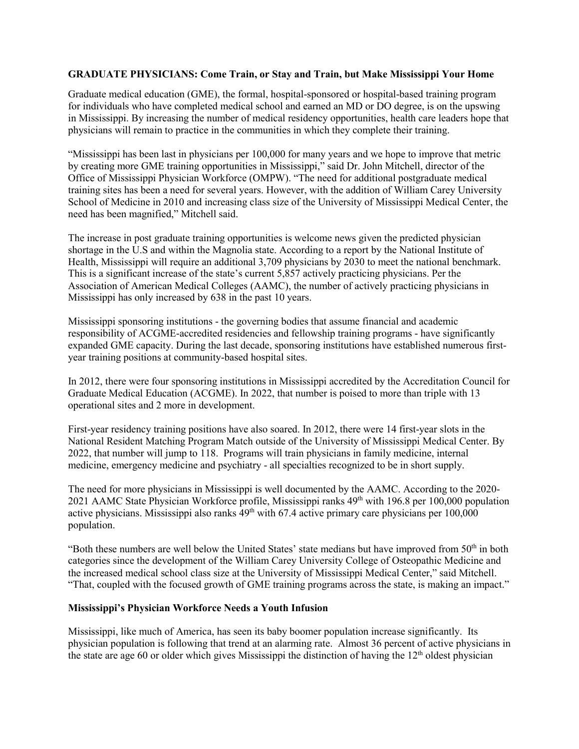**GRADUATE PHYSICIANS: Come Train, or Stay and Train, but Make Mississippi Your Home**

Graduate medical education (GME), the formal, hospital-sponsored or hospital-based training program for individuals who have completed medical school and earned an MD or DO degree, is on the upswing in Mississippi. By increasing the number of medical residency opportunities, health care leaders hope that physicians will remain to practice in the communities in which they complete their training.

"Mississippi has been last in physicians per 100,000 for many years and we hope to improve that metric by creating more GME training opportunities in Mississippi," said Dr. John Mitchell, director of the Office of Mississippi Physician Workforce (OMPW). "The need for additional postgraduate medical training sites has been a need for several years. However, with the addition of William Carey University School of Medicine in 2010 and increasing class size of the University of Mississippi Medical Center, the need has been magnified," Mitchell said.

The increase in post graduate training opportunities is welcome news given the predicted physician shortage in the U.S and within the Magnolia state. According to a report by the National Institute of Health, Mississippi will require an additional 3,709 physicians by 2030 to meet the national benchmark. This is a significant increase of the state's current 5,857 actively practicing physicians. Per the Association of American Medical Colleges (AAMC), the number of actively practicing physicians in Mississippi has only increased by 638 in the past 10 years.

Mississippi sponsoring institutions - the governing bodies that assume financial and academic responsibility of ACGME-accredited residencies and fellowship training programs - have significantly expanded GME capacity. During the last decade, sponsoring institutions have established numerous first-year training positions at community-based hospital sites.

In 2012, there were four sponsoring institutions in Mississippi accredited by the Accreditation Council for Graduate Medical Education (ACGME). In 2022, that number is poised to more than triple with 13 operational sites and 2 more in development.

First-year residency training positions have also soared. In 2012, there were 14 first-year slots in the National Resident Matching Program Match outside of the University of Mississippi Medical Center. By 2022, that number will jump to 118. Programs will train physicians in family medicine, internal medicine, emergency medicine and psychiatry - all specialties recognized to be in short supply.

The need for more physicians in Mississippi is well documented by the AAMC. According to the 2020-2021 AAMC State Physician Workforce profile, Mississippi ranks 49th with 196.8 per 100,000 population active physicians. Mississippi also ranks 49th with 67.4 active primary care physicians per 100,000 population.

"Both these numbers are well below the United States' state medians but have improved from 50th in both categories since the development of the William Carey University College of Osteopathic Medicine and the increased medical school class size at the University of Mississippi Medical Center," said Mitchell. "That, coupled with the focused growth of GME training programs across the state, is making an impact."

**Mississippi's Physician Workforce Needs a Youth Infusion**

Mississippi, like much of America, has seen its baby boomer population increase significantly. Its physician population is following that trend at an alarming rate. Almost 36 percent of active physicians in the state are age 60 or older which gives Mississippi the distinction of having the 12th oldest physician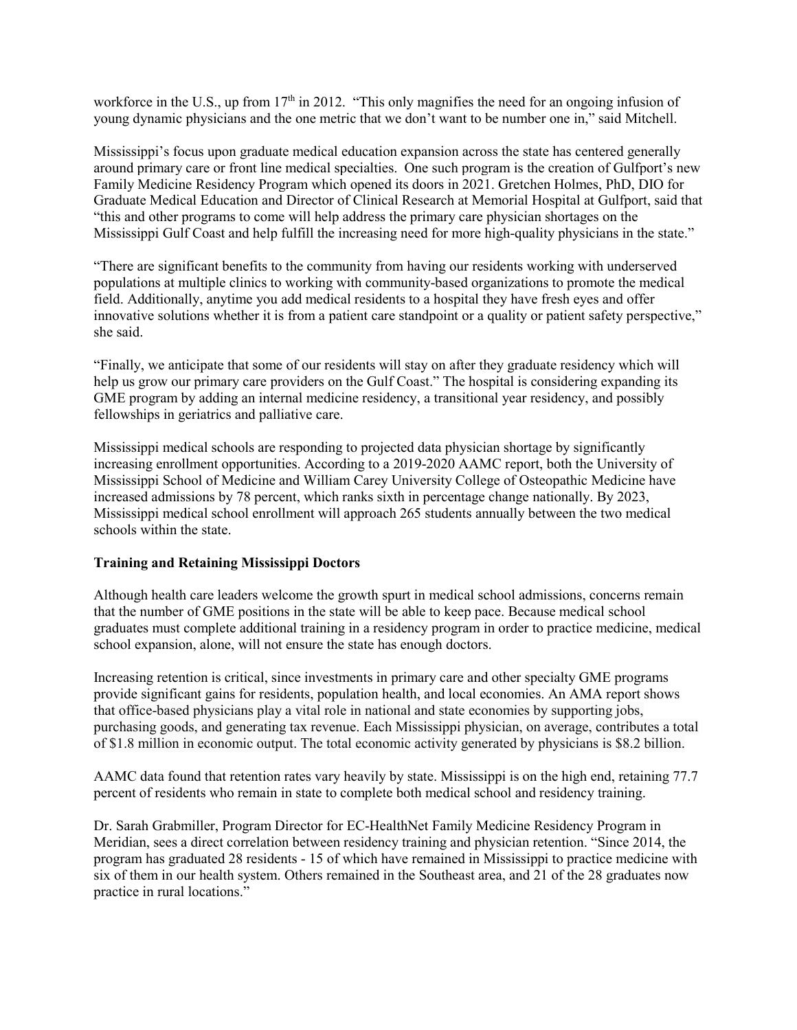workforce in the U.S., up from 17th in 2012. "This only magnifies the need for an ongoing infusion of young dynamic physicians and the one metric that we don't want to be number one in," said Mitchell.

Mississippi's focus upon graduate medical education expansion across the state has centered generally around primary care or front line medical specialties. One such program is the creation of Gulfport's new Family Medicine Residency Program which opened its doors in 2021. Gretchen Holmes, PhD, DIO for Graduate Medical Education and Director of Clinical Research at Memorial Hospital at Gulfport, said that "this and other programs to come will help address the primary care physician shortages on the Mississippi Gulf Coast and help fulfill the increasing need for more high-quality physicians in the state."

"There are significant benefits to the community from having our residents working with underserved populations at multiple clinics to working with community-based organizations to promote the medical field. Additionally, anytime you add medical residents to a hospital they have fresh eyes and offer innovative solutions whether it is from a patient care standpoint or a quality or patient safety perspective," she said.

"Finally, we anticipate that some of our residents will stay on after they graduate residency which will help us grow our primary care providers on the Gulf Coast." The hospital is considering expanding its GME program by adding an internal medicine residency, a transitional year residency, and possibly fellowships in geriatrics and palliative care.

Mississippi medical schools are responding to projected data physician shortage by significantly increasing enrollment opportunities. According to a 2019-2020 AAMC report, both the University of Mississippi School of Medicine and William Carey University College of Osteopathic Medicine have increased admissions by 78 percent, which ranks sixth in percentage change nationally. By 2023, Mississippi medical school enrollment will approach 265 students annually between the two medical schools within the state.

**Training and Retaining Mississippi Doctors**

Although health care leaders welcome the growth spurt in medical school admissions, concerns remain that the number of GME positions in the state will be able to keep pace. Because medical school graduates must complete additional training in a residency program in order to practice medicine, medical school expansion, alone, will not ensure the state has enough doctors.

Increasing retention is critical, since investments in primary care and other specialty GME programs provide significant gains for residents, population health, and local economies. An AMA report shows that office-based physicians play a vital role in national and state economies by supporting jobs, purchasing goods, and generating tax revenue. Each Mississippi physician, on average, contributes a total of $1.8 million in economic output. The total economic activity generated by physicians is $8.2 billion.

AAMC data found that retention rates vary heavily by state. Mississippi is on the high end, retaining 77.7 percent of residents who remain in state to complete both medical school and residency training.

Dr. Sarah Grabmiller, Program Director for EC-HealthNet Family Medicine Residency Program in Meridian, sees a direct correlation between residency training and physician retention. "Since 2014, the program has graduated 28 residents - 15 of which have remained in Mississippi to practice medicine with six of them in our health system. Others remained in the Southeast area, and 21 of the 28 graduates now practice in rural locations."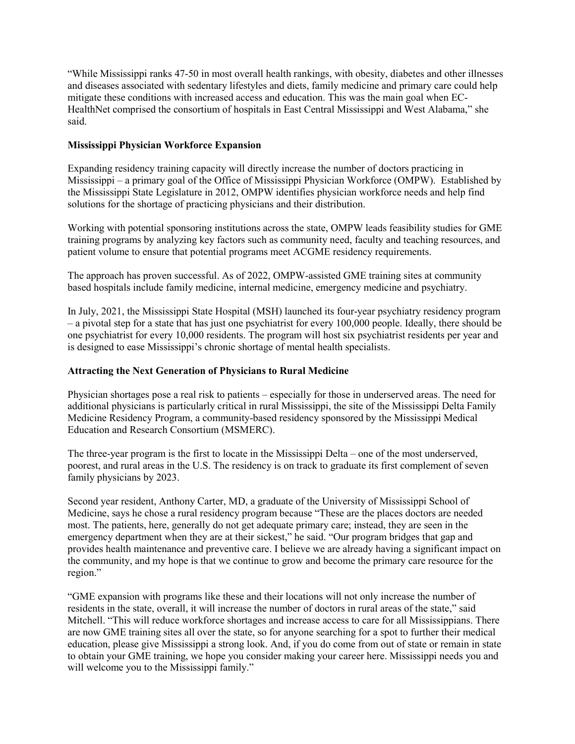"While Mississippi ranks 47-50 in most overall health rankings, with obesity, diabetes and other illnesses and diseases associated with sedentary lifestyles and diets, family medicine and primary care could help mitigate these conditions with increased access and education. This was the main goal when EC-HealthNet comprised the consortium of hospitals in East Central Mississippi and West Alabama," she said.

**Mississippi Physician Workforce Expansion**

Expanding residency training capacity will directly increase the number of doctors practicing in Mississippi – a primary goal of the Office of Mississippi Physician Workforce (OMPW). Established by the Mississippi State Legislature in 2012, OMPW identifies physician workforce needs and help find solutions for the shortage of practicing physicians and their distribution.

Working with potential sponsoring institutions across the state, OMPW leads feasibility studies for GME training programs by analyzing key factors such as community need, faculty and teaching resources, and patient volume to ensure that potential programs meet ACGME residency requirements.

The approach has proven successful. As of 2022, OMPW-assisted GME training sites at community based hospitals include family medicine, internal medicine, emergency medicine and psychiatry.

In July, 2021, the Mississippi State Hospital (MSH) launched its four-year psychiatry residency program – a pivotal step for a state that has just one psychiatrist for every 100,000 people. Ideally, there should be one psychiatrist for every 10,000 residents. The program will host six psychiatrist residents per year and is designed to ease Mississippi's chronic shortage of mental health specialists.

**Attracting the Next Generation of Physicians to Rural Medicine**

Physician shortages pose a real risk to patients – especially for those in underserved areas. The need for additional physicians is particularly critical in rural Mississippi, the site of the Mississippi Delta Family Medicine Residency Program, a community-based residency sponsored by the Mississippi Medical Education and Research Consortium (MSMERC).

The three-year program is the first to locate in the Mississippi Delta – one of the most underserved, poorest, and rural areas in the U.S. The residency is on track to graduate its first complement of seven family physicians by 2023.

Second year resident, Anthony Carter, MD, a graduate of the University of Mississippi School of Medicine, says he chose a rural residency program because "These are the places doctors are needed most. The patients, here, generally do not get adequate primary care; instead, they are seen in the emergency department when they are at their sickest," he said. "Our program bridges that gap and provides health maintenance and preventive care. I believe we are already having a significant impact on the community, and my hope is that we continue to grow and become the primary care resource for the region."

"GME expansion with programs like these and their locations will not only increase the number of residents in the state, overall, it will increase the number of doctors in rural areas of the state," said Mitchell. "This will reduce workforce shortages and increase access to care for all Mississippians. There are now GME training sites all over the state, so for anyone searching for a spot to further their medical education, please give Mississippi a strong look. And, if you do come from out of state or remain in state to obtain your GME training, we hope you consider making your career here. Mississippi needs you and will welcome you to the Mississippi family."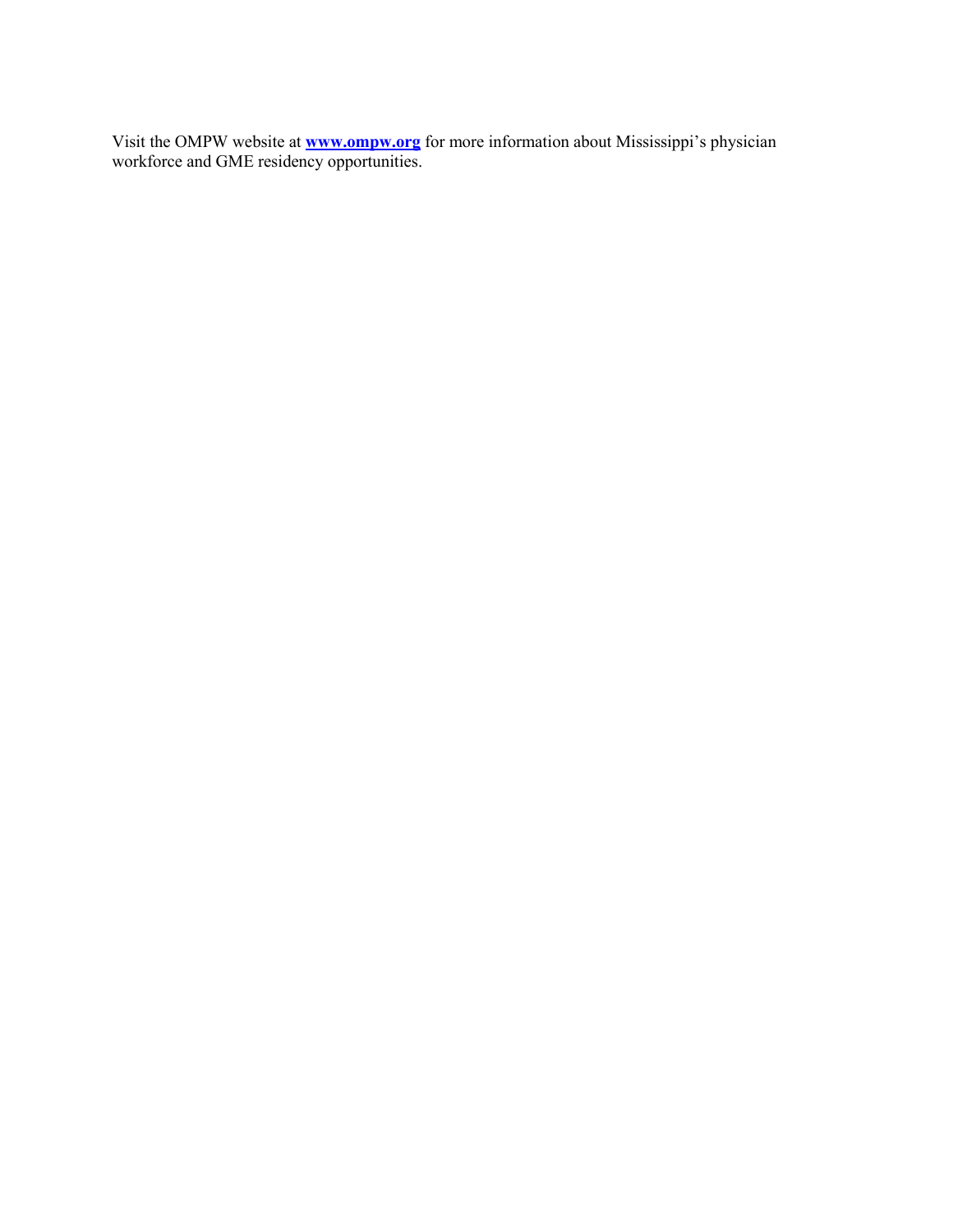Visit the OMPW website at **[www.ompw.org](http://www.ompw.org)** for more information about Mississippi's physician workforce and GME residency opportunities.